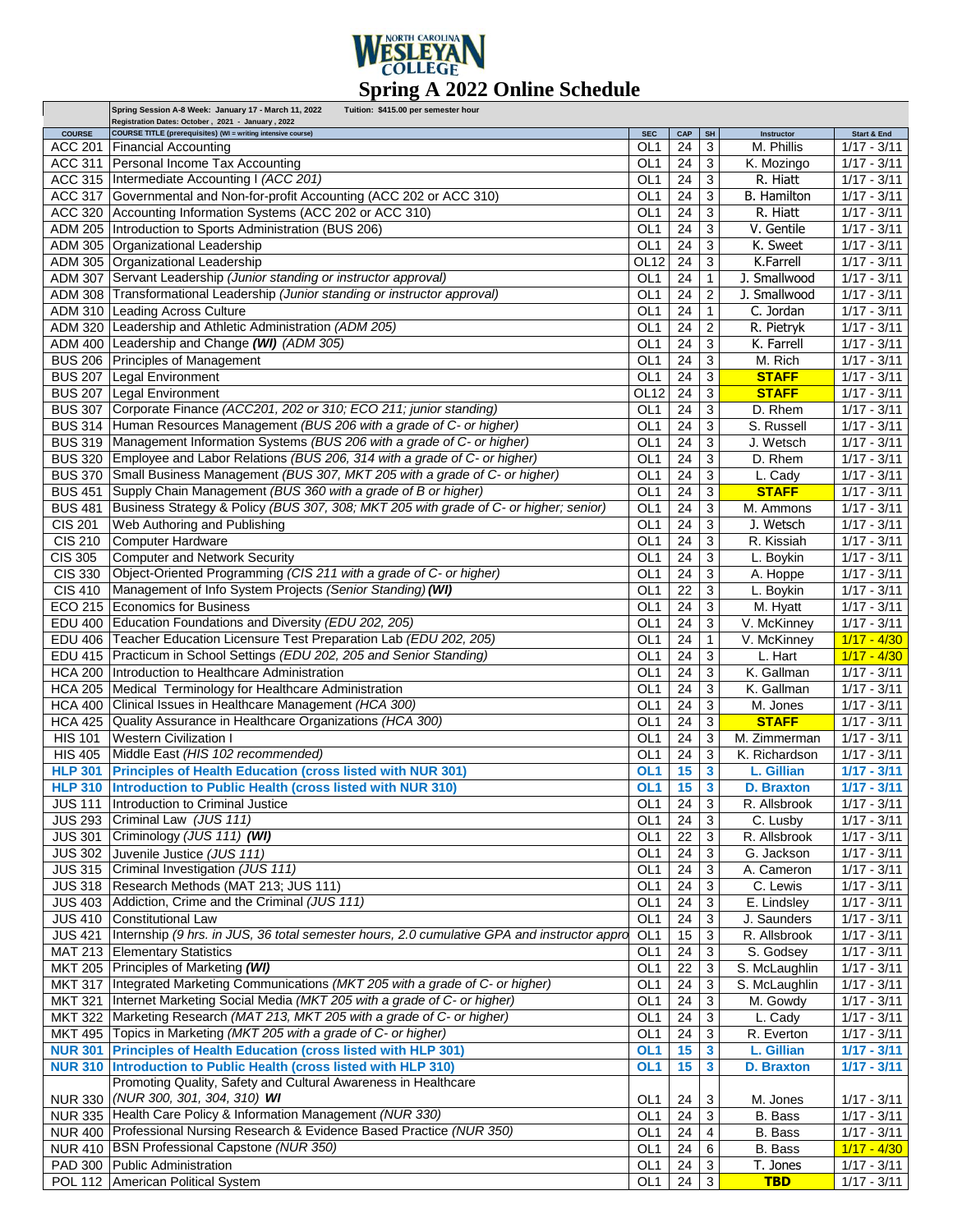NORTH CAROLINA WESLEYAN COLLEGE

# Spring A 2022 Online Schedule

**Spring Session A-8 Week: January 17 - March 11, 2022** Tuition: $415.00 per semester hour
**Registration Dates: October , 2021 - January , 2022**

| COURSE | COURSE TITLE (prerequisites) (WI = writing intensive course) | SEC | CAP | SH | Instructor | Start & End |
|---|---|---|---|---|---|---|
| ACC 201 | Financial Accounting | OL1 | 24 | 3 | M. Phillis | 1/17 - 3/11 |
| ACC 311 | Personal Income Tax Accounting | OL1 | 24 | 3 | K. Mozingo | 1/17 - 3/11 |
| ACC 315 | Intermediate Accounting I *(ACC 201)* | OL1 | 24 | 3 | R. Hiatt | 1/17 - 3/11 |
| ACC 317 | Governmental and Non-for-profit Accounting (ACC 202 or ACC 310) | OL1 | 24 | 3 | B. Hamilton | 1/17 - 3/11 |
| ACC 320 | Accounting Information Systems (ACC 202 or ACC 310) | OL1 | 24 | 3 | R. Hiatt | 1/17 - 3/11 |
| ADM 205 | Introduction to Sports Administration (BUS 206) | OL1 | 24 | 3 | V. Gentile | 1/17 - 3/11 |
| ADM 305 | Organizational Leadership | OL1 | 24 | 3 | K. Sweet | 1/17 - 3/11 |
| ADM 305 | Organizational Leadership | OL12 | 24 | 3 | K.Farrell | 1/17 - 3/11 |
| ADM 307 | Servant Leadership *(Junior standing or instructor approval)* | OL1 | 24 | 1 | J. Smallwood | 1/17 - 3/11 |
| ADM 308 | Transformational Leadership *(Junior standing or instructor approval)* | OL1 | 24 | 2 | J. Smallwood | 1/17 - 3/11 |
| ADM 310 | Leading Across Culture | OL1 | 24 | 1 | C. Jordan | 1/17 - 3/11 |
| ADM 320 | Leadership and Athletic Administration *(ADM 205)* | OL1 | 24 | 2 | R. Pietryk | 1/17 - 3/11 |
| ADM 400 | Leadership and Change ***(WI)*** *(ADM 305)* | OL1 | 24 | 3 | K. Farrell | 1/17 - 3/11 |
| BUS 206 | Principles of Management | OL1 | 24 | 3 | M. Rich | 1/17 - 3/11 |
| BUS 207 | Legal Environment | OL1 | 24 | 3 | **STAFF** | 1/17 - 3/11 |
| BUS 207 | Legal Environment | OL12 | 24 | 3 | **STAFF** | 1/17 - 3/11 |
| BUS 307 | Corporate Finance *(ACC201, 202 or 310; ECO 211; junior standing)* | OL1 | 24 | 3 | D. Rhem | 1/17 - 3/11 |
| BUS 314 | Human Resources Management *(BUS 206 with a grade of C- or higher)* | OL1 | 24 | 3 | S. Russell | 1/17 - 3/11 |
| BUS 319 | Management Information Systems *(BUS 206 with a grade of C- or higher)* | OL1 | 24 | 3 | J. Wetsch | 1/17 - 3/11 |
| BUS 320 | Employee and Labor Relations *(BUS 206, 314 with a grade of C- or higher)* | OL1 | 24 | 3 | D. Rhem | 1/17 - 3/11 |
| BUS 370 | Small Business Management *(BUS 307, MKT 205 with a grade of C- or higher)* | OL1 | 24 | 3 | L. Cady | 1/17 - 3/11 |
| BUS 451 | Supply Chain Management *(BUS 360 with a grade of B or higher)* | OL1 | 24 | 3 | **STAFF** | 1/17 - 3/11 |
| BUS 481 | Business Strategy & Policy *(BUS 307, 308; MKT 205 with grade of C- or higher; senior)* | OL1 | 24 | 3 | M. Ammons | 1/17 - 3/11 |
| CIS 201 | Web Authoring and Publishing | OL1 | 24 | 3 | J. Wetsch | 1/17 - 3/11 |
| CIS 210 | Computer Hardware | OL1 | 24 | 3 | R. Kissiah | 1/17 - 3/11 |
| CIS 305 | Computer and Network Security | OL1 | 24 | 3 | L. Boykin | 1/17 - 3/11 |
| CIS 330 | Object-Oriented Programming *(CIS 211 with a grade of C- or higher)* | OL1 | 24 | 3 | A. Hoppe | 1/17 - 3/11 |
| CIS 410 | Management of Info System Projects *(Senior Standing)* ***(WI)*** | OL1 | 22 | 3 | L. Boykin | 1/17 - 3/11 |
| ECO 215 | Economics for Business | OL1 | 24 | 3 | M. Hyatt | 1/17 - 3/11 |
| EDU 400 | Education Foundations and Diversity *(EDU 202, 205)* | OL1 | 24 | 3 | V. McKinney | 1/17 - 3/11 |
| EDU 406 | Teacher Education Licensure Test Preparation Lab *(EDU 202, 205)* | OL1 | 24 | 1 | V. McKinney | 1/17 - 4/30 |
| EDU 415 | Practicum in School Settings *(EDU 202, 205 and Senior Standing)* | OL1 | 24 | 3 | L. Hart | 1/17 - 4/30 |
| HCA 200 | Introduction to Healthcare Administration | OL1 | 24 | 3 | K. Gallman | 1/17 - 3/11 |
| HCA 205 | Medical Terminology for Healthcare Administration | OL1 | 24 | 3 | K. Gallman | 1/17 - 3/11 |
| HCA 400 | Clinical Issues in Healthcare Management *(HCA 300)* | OL1 | 24 | 3 | M. Jones | 1/17 - 3/11 |
| HCA 425 | Quality Assurance in Healthcare Organizations *(HCA 300)* | OL1 | 24 | 3 | **STAFF** | 1/17 - 3/11 |
| HIS 101 | Western Civilization I | OL1 | 24 | 3 | M. Zimmerman | 1/17 - 3/11 |
| HIS 405 | Middle East *(HIS 102 recommended)* | OL1 | 24 | 3 | K. Richardson | 1/17 - 3/11 |
| **HLP 301** | **Principles of Health Education (cross listed with NUR 301)** | **OL1** | **15** | **3** | **L. Gillian** | **1/17 - 3/11** |
| **HLP 310** | **Introduction to Public Health (cross listed with NUR 310)** | **OL1** | **15** | **3** | **D. Braxton** | **1/17 - 3/11** |
| JUS 111 | Introduction to Criminal Justice | OL1 | 24 | 3 | R. Allsbrook | 1/17 - 3/11 |
| JUS 293 | Criminal Law *(JUS 111)* | OL1 | 24 | 3 | C. Lusby | 1/17 - 3/11 |
| JUS 301 | Criminology *(JUS 111)* ***(WI)*** | OL1 | 22 | 3 | R. Allsbrook | 1/17 - 3/11 |
| JUS 302 | Juvenile Justice *(JUS 111)* | OL1 | 24 | 3 | G. Jackson | 1/17 - 3/11 |
| JUS 315 | Criminal Investigation *(JUS 111)* | OL1 | 24 | 3 | A. Cameron | 1/17 - 3/11 |
| JUS 318 | Research Methods (MAT 213; JUS 111) | OL1 | 24 | 3 | C. Lewis | 1/17 - 3/11 |
| JUS 403 | Addiction, Crime and the Criminal *(JUS 111)* | OL1 | 24 | 3 | E. Lindsley | 1/17 - 3/11 |
| JUS 410 | Constitutional Law | OL1 | 24 | 3 | J. Saunders | 1/17 - 3/11 |
| JUS 421 | Internship *(9 hrs. in JUS, 36 total semester hours, 2.0 cumulative GPA and instructor appro* | OL1 | 15 | 3 | R. Allsbrook | 1/17 - 3/11 |
| MAT 213 | Elementary Statistics | OL1 | 24 | 3 | S. Godsey | 1/17 - 3/11 |
| MKT 205 | Principles of Marketing ***(WI)*** | OL1 | 22 | 3 | S. McLaughlin | 1/17 - 3/11 |
| MKT 317 | Integrated Marketing Communications *(MKT 205 with a grade of C- or higher)* | OL1 | 24 | 3 | S. McLaughlin | 1/17 - 3/11 |
| MKT 321 | Internet Marketing Social Media *(MKT 205 with a grade of C- or higher)* | OL1 | 24 | 3 | M. Gowdy | 1/17 - 3/11 |
| MKT 322 | Marketing Research *(MAT 213, MKT 205 with a grade of C- or higher)* | OL1 | 24 | 3 | L. Cady | 1/17 - 3/11 |
| MKT 495 | Topics in Marketing *(MKT 205 with a grade of C- or higher)* | OL1 | 24 | 3 | R. Everton | 1/17 - 3/11 |
| **NUR 301** | **Principles of Health Education (cross listed with HLP 301)** | **OL1** | **15** | **3** | **L. Gillian** | **1/17 - 3/11** |
| **NUR 310** | **Introduction to Public Health (cross listed with HLP 310)** | **OL1** | **15** | **3** | **D. Braxton** | **1/17 - 3/11** |
| NUR 330 | Promoting Quality, Safety and Cultural Awareness in Healthcare *(NUR 300, 301, 304, 310)* ***WI*** | OL1 | 24 | 3 | M. Jones | 1/17 - 3/11 |
| NUR 335 | Health Care Policy & Information Management *(NUR 330)* | OL1 | 24 | 3 | B. Bass | 1/17 - 3/11 |
| NUR 400 | Professional Nursing Research & Evidence Based Practice *(NUR 350)* | OL1 | 24 | 4 | B. Bass | 1/17 - 3/11 |
| NUR 410 | BSN Professional Capstone *(NUR 350)* | OL1 | 24 | 6 | B. Bass | 1/17 - 4/30 |
| PAD 300 | Public Administration | OL1 | 24 | 3 | T. Jones | 1/17 - 3/11 |
| POL 112 | American Political System | OL1 | 24 | 3 | **TBD** | 1/17 - 3/11 |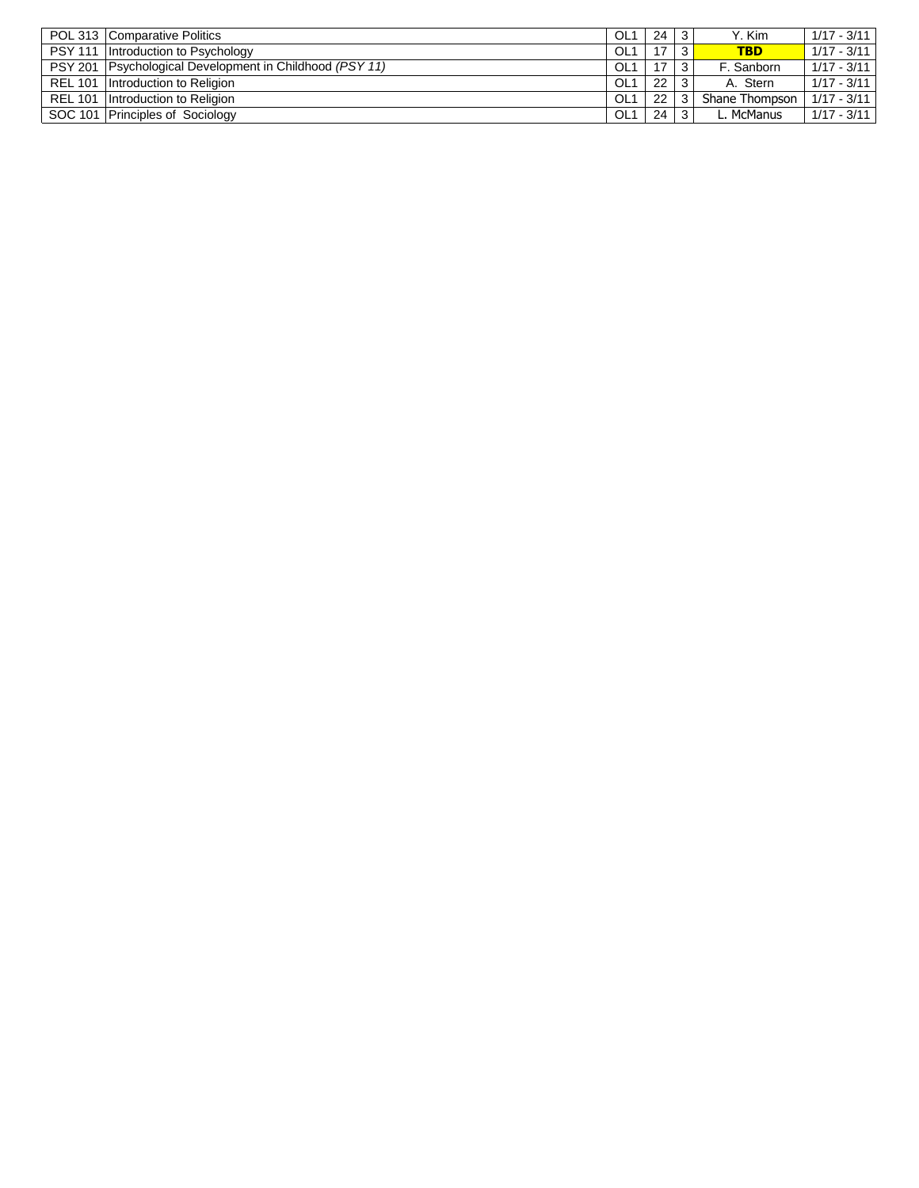| | | | | | | |
|---|---|---|---|---|---|---|
| POL 313 | Comparative Politics | OL1 | 24 | 3 | Y. Kim | 1/17 - 3/11 |
| PSY 111 | Introduction to Psychology | OL1 | 17 | 3 | **TBD** | 1/17 - 3/11 |
| PSY 201 | Psychological Development in Childhood *(PSY 11)* | OL1 | 17 | 3 | F. Sanborn | 1/17 - 3/11 |
| REL 101 | Introduction to Religion | OL1 | 22 | 3 | A. Stern | 1/17 - 3/11 |
| REL 101 | Introduction to Religion | OL1 | 22 | 3 | Shane Thompson | 1/17 - 3/11 |
| SOC 101 | Principles of Sociology | OL1 | 24 | 3 | L. McManus | 1/17 - 3/11 |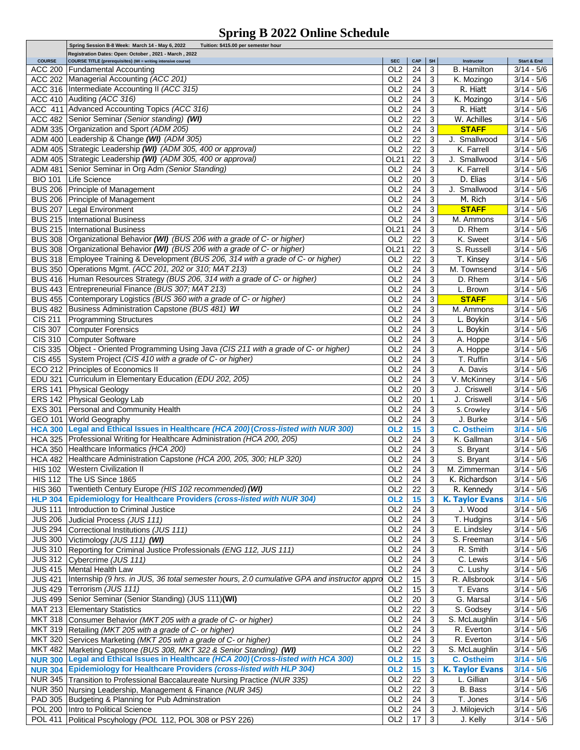# Spring B 2022 Online Schedule

| | Spring Session B-8 Week: March 14 - May 6, 2022 Tuition: $415.00 per semester hour | | | | | |
|---|---|---|---|---|---|---|
| | Registration Dates: Open: October , 2021 - March , 2022 | | | | | |
| **COURSE** | **COURSE TITLE (prerequisites) (WI = writing intensive course)** | **SEC** | **CAP** | **SH** | **Instructor** | **Start & End** |
| ACC 200 | Fundamental Accounting | OL2 | 24 | 3 | B. Hamilton | 3/14 - 5/6 |
| ACC 202 | Managerial Accounting *(ACC 201)* | OL2 | 24 | 3 | K. Mozingo | 3/14 - 5/6 |
| ACC 316 | Intermediate Accounting II *(ACC 315)* | OL2 | 24 | 3 | R. Hiatt | 3/14 - 5/6 |
| ACC 410 | Auditing *(ACC 316)* | OL2 | 24 | 3 | K. Mozingo | 3/14 - 5/6 |
| ACC 411 | Advanced Accounting Topics *(ACC 316)* | OL2 | 24 | 3 | R. Hiatt | 3/14 - 5/6 |
| ACC 482 | Senior Seminar *(Senior standing)* ***(WI)*** | OL2 | 22 | 3 | W. Achilles | 3/14 - 5/6 |
| ADM 335 | Organization and Sport *(ADM 205)* | OL2 | 24 | 3 | **STAFF** | 3/14 - 5/6 |
| ADM 400 | Leadership & Change ***(WI)*** *(ADM 305)* | OL2 | 22 | 3 | J. Smallwood | 3/14 - 5/6 |
| ADM 405 | Strategic Leadership ***(WI)*** *(ADM 305, 400 or approval)* | OL2 | 22 | 3 | K. Farrell | 3/14 - 5/6 |
| ADM 405 | Strategic Leadership ***(WI)*** *(ADM 305, 400 or approval)* | OL21 | 22 | 3 | J. Smallwood | 3/14 - 5/6 |
| ADM 481 | Senior Seminar in Org Adm *(Senior Standing)* | OL2 | 24 | 3 | K. Farrell | 3/14 - 5/6 |
| BIO 101 | Life Science | OL2 | 20 | 3 | D. Elias | 3/14 - 5/6 |
| BUS 206 | Principle of Management | OL2 | 24 | 3 | J. Smallwood | 3/14 - 5/6 |
| BUS 206 | Principle of Management | OL2 | 24 | 3 | M. Rich | 3/14 - 5/6 |
| BUS 207 | Legal Environment | OL2 | 24 | 3 | **STAFF** | 3/14 - 5/6 |
| BUS 215 | International Business | OL2 | 24 | 3 | M. Ammons | 3/14 - 5/6 |
| BUS 215 | International Business | OL21 | 24 | 3 | D. Rhem | 3/14 - 5/6 |
| BUS 308 | Organizational Behavior ***(WI)*** *(BUS 206 with a grade of C- or higher)* | OL2 | 22 | 3 | K. Sweet | 3/14 - 5/6 |
| BUS 308 | Organizational Behavior ***(WI)*** *(BUS 206 with a grade of C- or higher)* | OL21 | 22 | 3 | S. Russell | 3/14 - 5/6 |
| BUS 318 | Employee Training & Development *(BUS 206, 314 with a grade of C- or higher)* | OL2 | 22 | 3 | T. Kinsey | 3/14 - 5/6 |
| BUS 350 | Operations Mgmt. *(ACC 201, 202 or 310; MAT 213)* | OL2 | 24 | 3 | M. Townsend | 3/14 - 5/6 |
| BUS 416 | Human Resources Strategy *(BUS 206, 314 with a grade of C- or higher)* | OL2 | 24 | 3 | D. Rhem | 3/14 - 5/6 |
| BUS 443 | Entrepreneurial Finance *(BUS 307; MAT 213)* | OL2 | 24 | 3 | L. Brown | 3/14 - 5/6 |
| BUS 455 | Contemporary Logistics *(BUS 360 with a grade of C- or higher)* | OL2 | 24 | 3 | **STAFF** | 3/14 - 5/6 |
| BUS 482 | Business Administration Capstone *(BUS 481)* ***WI*** | OL2 | 24 | 3 | M. Ammons | 3/14 - 5/6 |
| CIS 211 | Programming Structures | OL2 | 24 | 3 | L. Boykin | 3/14 - 5/6 |
| CIS 307 | Computer Forensics | OL2 | 24 | 3 | L. Boykin | 3/14 - 5/6 |
| CIS 310 | Computer Software | OL2 | 24 | 3 | A. Hoppe | 3/14 - 5/6 |
| CIS 335 | Object - Oriented Programming Using Java *(CIS 211 with a grade of C- or higher)* | OL2 | 24 | 3 | A. Hoppe | 3/14 - 5/6 |
| CIS 455 | System Project *(CIS 410 with a grade of C- or higher)* | OL2 | 24 | 3 | T. Ruffin | 3/14 - 5/6 |
| ECO 212 | Principles of Economics II | OL2 | 24 | 3 | A. Davis | 3/14 - 5/6 |
| EDU 321 | Curriculum in Elementary Education *(EDU 202, 205)* | OL2 | 24 | 3 | V. McKinney | 3/14 - 5/6 |
| ERS 141 | Physical Geology | OL2 | 20 | 3 | J. Criswell | 3/14 - 5/6 |
| ERS 142 | Physical Geology Lab | OL2 | 20 | 1 | J. Criswell | 3/14 - 5/6 |
| EXS 301 | Personal and Community Health | OL2 | 24 | 3 | S. Crowley | 3/14 - 5/6 |
| GEO 101 | World Geography | OL2 | 24 | 3 | J. Burke | 3/14 - 5/6 |
| **HCA 300** | **Legal and Ethical Issues in Healthcare *(HCA 200)* *(Cross-listed with NUR 300)*** | **OL2** | **15** | **3** | **C. Ostheim** | **3/14 - 5/6** |
| HCA 325 | Professional Writing for Healthcare Administration *(HCA 200, 205)* | OL2 | 24 | 3 | K. Gallman | 3/14 - 5/6 |
| HCA 350 | Healthcare Informatics *(HCA 200)* | OL2 | 24 | 3 | S. Bryant | 3/14 - 5/6 |
| HCA 482 | Healthcare Administration Capstone *(HCA 200, 205, 300; HLP 320)* | OL2 | 24 | 3 | S. Bryant | 3/14 - 5/6 |
| HIS 102 | Western Civilization II | OL2 | 24 | 3 | M. Zimmerman | 3/14 - 5/6 |
| HIS 112 | The US Since 1865 | OL2 | 24 | 3 | K. Richardson | 3/14 - 5/6 |
| HIS 360 | Twentieth Century Europe *(HIS 102 recommended)* ***(WI)*** | OL2 | 22 | 3 | R. Kennedy | 3/14 - 5/6 |
| **HLP 304** | **Epidemiology for Healthcare Providers *(cross-listed with NUR 304)*** | **OL2** | **15** | **3** | **K. Taylor Evans** | **3/14 - 5/6** |
| JUS 111 | Introduction to Criminal Justice | OL2 | 24 | 3 | J. Wood | 3/14 - 5/6 |
| JUS 206 | Judicial Process *(JUS 111)* | OL2 | 24 | 3 | T. Hudgins | 3/14 - 5/6 |
| JUS 294 | Correctional Institutions *(JUS 111)* | OL2 | 24 | 3 | E. Lindsley | 3/14 - 5/6 |
| JUS 300 | Victimology *(JUS 111)* ***(WI)*** | OL2 | 24 | 3 | S. Freeman | 3/14 - 5/6 |
| JUS 310 | Reporting for Criminal Justice Professionals *(ENG 112, JUS 111)* | OL2 | 24 | 3 | R. Smith | 3/14 - 5/6 |
| JUS 312 | Cybercrime *(JUS 111)* | OL2 | 24 | 3 | C. Lewis | 3/14 - 5/6 |
| JUS 415 | Mental Health Law | OL2 | 24 | 3 | C. Lushy | 3/14 - 5/6 |
| JUS 421 | Internship *(9 hrs. in JUS, 36 total semester hours, 2.0 cumulative GPA and instructor appro* | OL2 | 15 | 3 | R. Allsbrook | 3/14 - 5/6 |
| JUS 429 | Terrorism *(JUS 111)* | OL2 | 15 | 3 | T. Evans | 3/14 - 5/6 |
| JUS 499 | Senior Seminar (Senior Standing) (JUS 111)**(WI)** | OL2 | 20 | 3 | G. Marsal | 3/14 - 5/6 |
| MAT 213 | Elementary Statistics | OL2 | 22 | 3 | S. Godsey | 3/14 - 5/6 |
| MKT 318 | Consumer Behavior *(MKT 205 with a grade of C- or higher)* | OL2 | 24 | 3 | S. McLaughlin | 3/14 - 5/6 |
| MKT 319 | Retailing *(MKT 205 with a grade of C- or higher)* | OL2 | 24 | 3 | R. Everton | 3/14 - 5/6 |
| MKT 320 | Services Marketing *(MKT 205 with a grade of C- or higher)* | OL2 | 24 | 3 | R. Everton | 3/14 - 5/6 |
| MKT 482 | Marketing Capstone *(BUS 308, MKT 322 & Senior Standing)* ***(WI)*** | OL2 | 22 | 3 | S. McLaughlin | 3/14 - 5/6 |
| **NUR 300** | **Legal and Ethical Issues in Healthcare *(HCA 200)* *(Cross-listed with HCA 300)*** | **OL2** | **15** | **3** | **C. Ostheim** | **3/14 - 5/6** |
| **NUR 304** | **Epidemiology for Healthcare Providers *(cross-listed with HLP 304)*** | **OL2** | **15** | **3** | **K. Taylor Evans** | **3/14 - 5/6** |
| NUR 345 | Transition to Professional Baccalaureate Nursing Practice *(NUR 335)* | OL2 | 22 | 3 | L. Gillian | 3/14 - 5/6 |
| NUR 350 | Nursing Leadership, Management & Finance *(NUR 345)* | OL2 | 22 | 3 | B. Bass | 3/14 - 5/6 |
| PAD 305 | Budgeting & Planning for Pub Adminstration | OL2 | 24 | 3 | T. Jones | 3/14 - 5/6 |
| POL 200 | Intro to Political Science | OL2 | 24 | 3 | J. Milojevich | 3/14 - 5/6 |
| POL 411 | Political Pscyhology *(POL 112, POL 308 or PSY 226)* | OL2 | 17 | 3 | J. Kelly | 3/14 - 5/6 |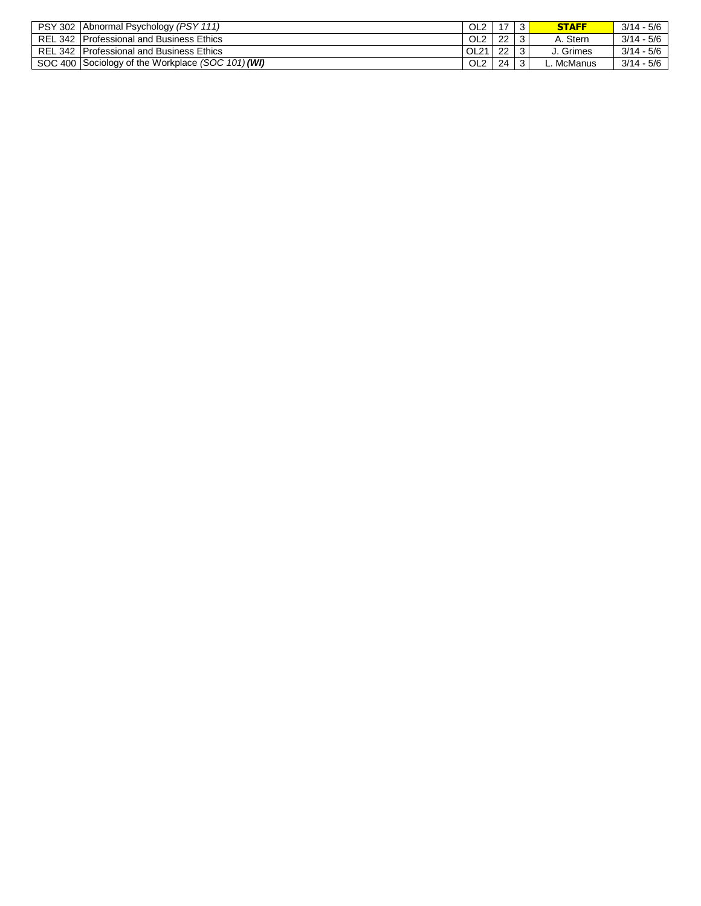| | | | | | | |
|---|---|---|---|---|---|---|
| PSY 302 | Abnormal Psychology *(PSY 111)* | OL2 | 17 | 3 | **STAFF** | 3/14 - 5/6 |
| REL 342 | Professional and Business Ethics | OL2 | 22 | 3 | A. Stern | 3/14 - 5/6 |
| REL 342 | Professional and Business Ethics | OL21 | 22 | 3 | J. Grimes | 3/14 - 5/6 |
| SOC 400 | Sociology of the Workplace *(SOC 101)* ***(WI)*** | OL2 | 24 | 3 | L. McManus | 3/14 - 5/6 |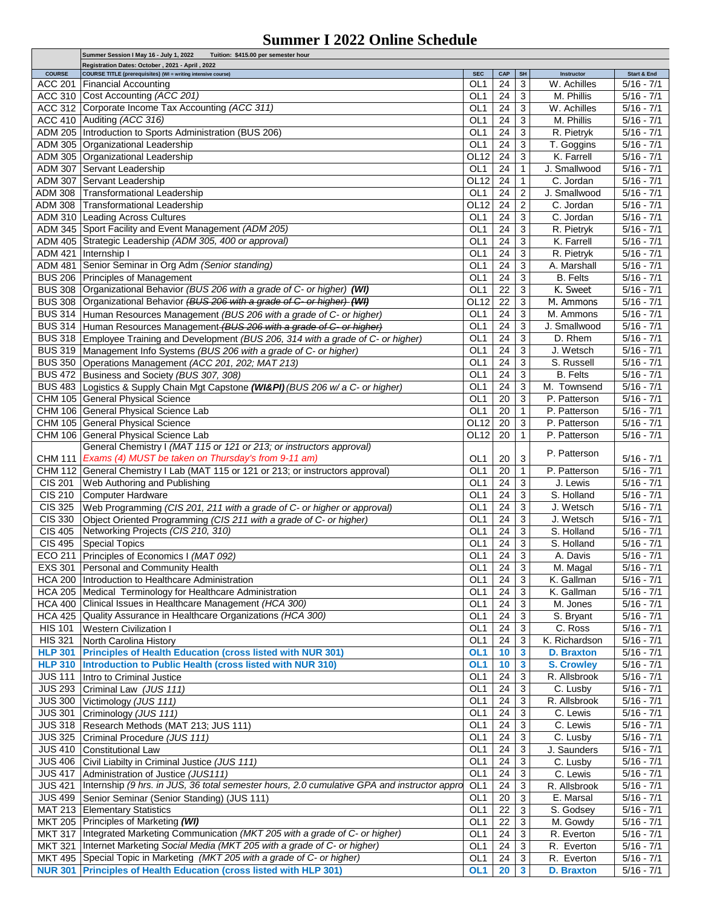# Summer I 2022 Online Schedule

| | Summer Session I May 16 - July 1, 2022 Tuition: $415.00 per semester hour | | | | | |
|---|---|---|---|---|---|---|
| | Registration Dates: October , 2021 - April , 2022 | | | | | |
| COURSE | COURSE TITLE (prerequisites) (WI = writing intensive course) | SEC | CAP | SH | Instructor | Start & End |
| ACC 201 | Financial Accounting | OL1 | 24 | 3 | W. Achilles | 5/16 - 7/1 |
| ACC 310 | Cost Accounting *(ACC 201)* | OL1 | 24 | 3 | M. Phillis | 5/16 - 7/1 |
| ACC 312 | Corporate Income Tax Accounting *(ACC 311)* | OL1 | 24 | 3 | W. Achilles | 5/16 - 7/1 |
| ACC 410 | Auditing *(ACC 316)* | OL1 | 24 | 3 | M. Phillis | 5/16 - 7/1 |
| ADM 205 | Introduction to Sports Administration (BUS 206) | OL1 | 24 | 3 | R. Pietryk | 5/16 - 7/1 |
| ADM 305 | Organizational Leadership | OL1 | 24 | 3 | T. Goggins | 5/16 - 7/1 |
| ADM 305 | Organizational Leadership | OL12 | 24 | 3 | K. Farrell | 5/16 - 7/1 |
| ADM 307 | Servant Leadership | OL1 | 24 | 1 | J. Smallwood | 5/16 - 7/1 |
| ADM 307 | Servant Leadership | OL12 | 24 | 1 | C. Jordan | 5/16 - 7/1 |
| ADM 308 | Transformational Leadership | OL1 | 24 | 2 | J. Smallwood | 5/16 - 7/1 |
| ADM 308 | Transformational Leadership | OL12 | 24 | 2 | C. Jordan | 5/16 - 7/1 |
| ADM 310 | Leading Across Cultures | OL1 | 24 | 3 | C. Jordan | 5/16 - 7/1 |
| ADM 345 | Sport Facility and Event Management *(ADM 205)* | OL1 | 24 | 3 | R. Pietryk | 5/16 - 7/1 |
| ADM 405 | Strategic Leadership *(ADM 305, 400 or approval)* | OL1 | 24 | 3 | K. Farrell | 5/16 - 7/1 |
| ADM 421 | Internship I | OL1 | 24 | 3 | R. Pietryk | 5/16 - 7/1 |
| ADM 481 | Senior Seminar in Org Adm *(Senior standing)* | OL1 | 24 | 3 | A. Marshall | 5/16 - 7/1 |
| BUS 206 | Principles of Management | OL1 | 24 | 3 | B. Felts | 5/16 - 7/1 |
| BUS 308 | Organizational Behavior *(BUS 206 with a grade of C- or higher)* ***(WI)*** | OL1 | 22 | 3 | K. Sweet | 5/16 - 7/1 |
| BUS 308 | Organizational Behavior ~~*(BUS 206 with a grade of C- or higher)* ***(WI)***~~ | OL12 | 22 | 3 | M. Ammons | 5/16 - 7/1 |
| BUS 314 | Human Resources Management *(BUS 206 with a grade of C- or higher)* | OL1 | 24 | 3 | M. Ammons | 5/16 - 7/1 |
| BUS 314 | Human Resources Management ~~*(BUS 206 with a grade of C- or higher)*~~ | OL1 | 24 | 3 | J. Smallwood | 5/16 - 7/1 |
| BUS 318 | Employee Training and Development *(BUS 206, 314 with a grade of C- or higher)* | OL1 | 24 | 3 | D. Rhem | 5/16 - 7/1 |
| BUS 319 | Management Info Systems *(BUS 206 with a grade of C- or higher)* | OL1 | 24 | 3 | J. Wetsch | 5/16 - 7/1 |
| BUS 350 | Operations Management *(ACC 201, 202; MAT 213)* | OL1 | 24 | 3 | S. Russell | 5/16 - 7/1 |
| BUS 472 | Business and Society *(BUS 307, 308)* | OL1 | 24 | 3 | B. Felts | 5/16 - 7/1 |
| BUS 483 | Logistics & Supply Chain Mgt Capstone ***(WI&PI)*** *(BUS 206 w/ a C- or higher)* | OL1 | 24 | 3 | M. Townsend | 5/16 - 7/1 |
| CHM 105 | General Physical Science | OL1 | 20 | 3 | P. Patterson | 5/16 - 7/1 |
| CHM 106 | General Physical Science Lab | OL1 | 20 | 1 | P. Patterson | 5/16 - 7/1 |
| CHM 105 | General Physical Science | OL12 | 20 | 3 | P. Patterson | 5/16 - 7/1 |
| CHM 106 | General Physical Science Lab | OL12 | 20 | 1 | P. Patterson | 5/16 - 7/1 |
| CHM 111 | General Chemistry I *(MAT 115 or 121 or 213; or instructors approval)* *Exams (4) MUST be taken on Thursday's from 9-11 am)* | OL1 | 20 | 3 | P. Patterson | 5/16 - 7/1 |
| CHM 112 | General Chemistry I Lab (MAT 115 or 121 or 213; or instructors approval) | OL1 | 20 | 1 | P. Patterson | 5/16 - 7/1 |
| CIS 201 | Web Authoring and Publishing | OL1 | 24 | 3 | J. Lewis | 5/16 - 7/1 |
| CIS 210 | Computer Hardware | OL1 | 24 | 3 | S. Holland | 5/16 - 7/1 |
| CIS 325 | Web Programming *(CIS 201, 211 with a grade of C- or higher or approval)* | OL1 | 24 | 3 | J. Wetsch | 5/16 - 7/1 |
| CIS 330 | Object Oriented Programming *(CIS 211 with a grade of C- or higher)* | OL1 | 24 | 3 | J. Wetsch | 5/16 - 7/1 |
| CIS 405 | Networking Projects *(CIS 210, 310)* | OL1 | 24 | 3 | S. Holland | 5/16 - 7/1 |
| CIS 495 | Special Topics | OL1 | 24 | 3 | S. Holland | 5/16 - 7/1 |
| ECO 211 | Principles of Economics I *(MAT 092)* | OL1 | 24 | 3 | A. Davis | 5/16 - 7/1 |
| EXS 301 | Personal and Community Health | OL1 | 24 | 3 | M. Magal | 5/16 - 7/1 |
| HCA 200 | Introduction to Healthcare Administration | OL1 | 24 | 3 | K. Gallman | 5/16 - 7/1 |
| HCA 205 | Medical Terminology for Healthcare Administration | OL1 | 24 | 3 | K. Gallman | 5/16 - 7/1 |
| HCA 400 | Clinical Issues in Healthcare Management *(HCA 300)* | OL1 | 24 | 3 | M. Jones | 5/16 - 7/1 |
| HCA 425 | Quality Assurance in Healthcare Organizations *(HCA 300)* | OL1 | 24 | 3 | S. Bryant | 5/16 - 7/1 |
| HIS 101 | Western Civilization I | OL1 | 24 | 3 | C. Ross | 5/16 - 7/1 |
| HIS 321 | North Carolina History | OL1 | 24 | 3 | K. Richardson | 5/16 - 7/1 |
| **HLP 301** | **Principles of Health Education (cross listed with NUR 301)** | **OL1** | **10** | **3** | **D. Braxton** | 5/16 - 7/1 |
| **HLP 310** | **Introduction to Public Health (cross listed with NUR 310)** | **OL1** | **10** | **3** | **S. Crowley** | 5/16 - 7/1 |
| JUS 111 | Intro to Criminal Justice | OL1 | 24 | 3 | R. Allsbrook | 5/16 - 7/1 |
| JUS 293 | Criminal Law *(JUS 111)* | OL1 | 24 | 3 | C. Lusby | 5/16 - 7/1 |
| JUS 300 | Victimology *(JUS 111)* | OL1 | 24 | 3 | R. Allsbrook | 5/16 - 7/1 |
| JUS 301 | Criminology *(JUS 111)* | OL1 | 24 | 3 | C. Lewis | 5/16 - 7/1 |
| JUS 318 | Research Methods (MAT 213; JUS 111) | OL1 | 24 | 3 | C. Lewis | 5/16 - 7/1 |
| JUS 325 | Criminal Procedure *(JUS 111)* | OL1 | 24 | 3 | C. Lusby | 5/16 - 7/1 |
| JUS 410 | Constitutional Law | OL1 | 24 | 3 | J. Saunders | 5/16 - 7/1 |
| JUS 406 | Civil Liabilty in Criminal Justice *(JUS 111)* | OL1 | 24 | 3 | C. Lusby | 5/16 - 7/1 |
| JUS 417 | Administration of Justice *(JUS111)* | OL1 | 24 | 3 | C. Lewis | 5/16 - 7/1 |
| JUS 421 | Internship *(9 hrs. in JUS, 36 total semester hours, 2.0 cumulative GPA and instructor appro* | OL1 | 24 | 3 | R. Allsbrook | 5/16 - 7/1 |
| JUS 499 | Senior Seminar (Senior Standing) (JUS 111) | OL1 | 20 | 3 | E. Marsal | 5/16 - 7/1 |
| MAT 213 | Elementary Statistics | OL1 | 22 | 3 | S. Godsey | 5/16 - 7/1 |
| MKT 205 | Principles of Marketing ***(WI)*** | OL1 | 22 | 3 | M. Gowdy | 5/16 - 7/1 |
| MKT 317 | Integrated Marketing Communication *(MKT 205 with a grade of C- or higher)* | OL1 | 24 | 3 | R. Everton | 5/16 - 7/1 |
| MKT 321 | Internet Marketing *Social Media (MKT 205 with a grade of C- or higher)* | OL1 | 24 | 3 | R. Everton | 5/16 - 7/1 |
| MKT 495 | Special Topic in Marketing *(MKT 205 with a grade of C- or higher)* | OL1 | 24 | 3 | R. Everton | 5/16 - 7/1 |
| **NUR 301** | **Principles of Health Education (cross listed with HLP 301)** | **OL1** | **20** | **3** | **D. Braxton** | 5/16 - 7/1 |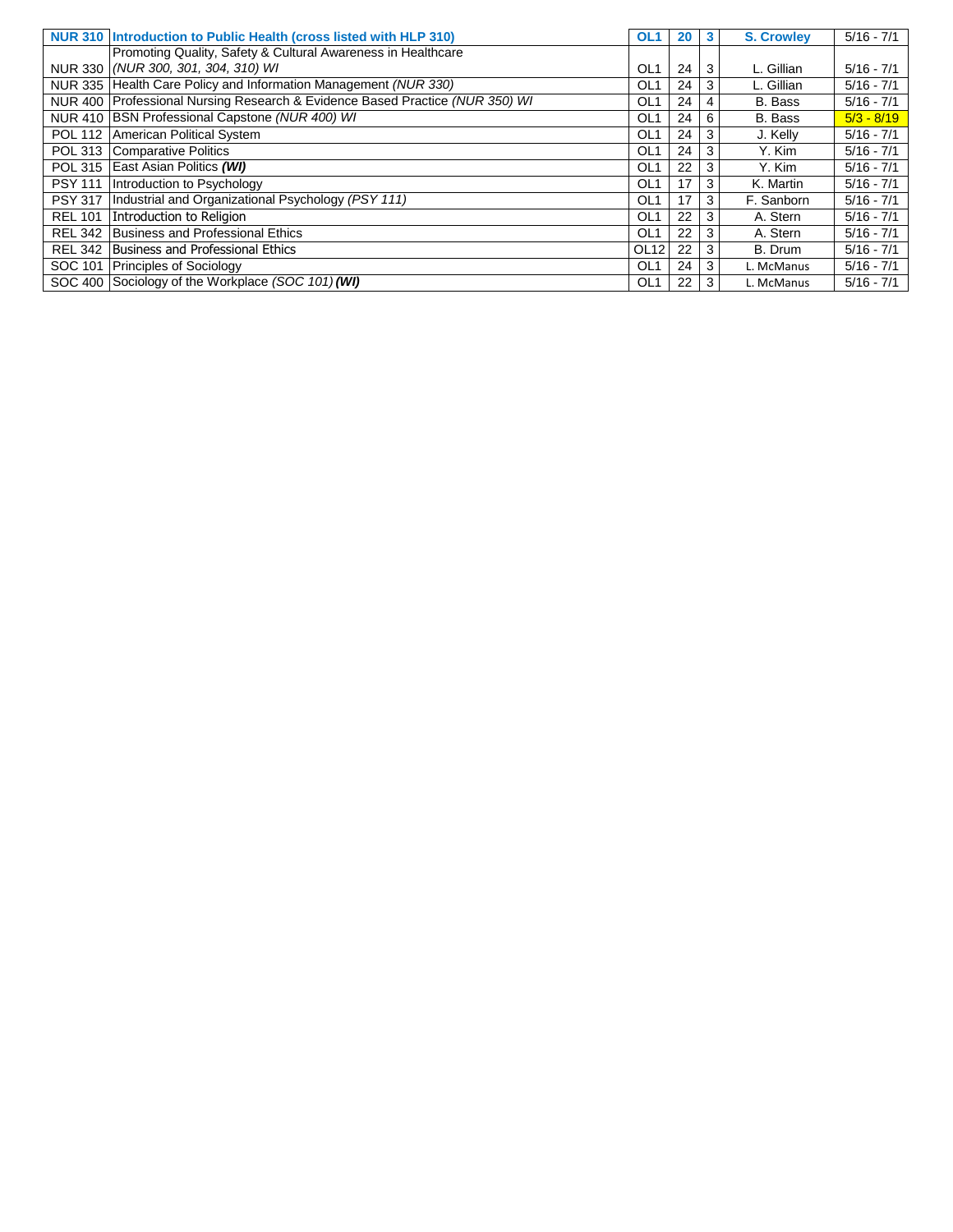| | | | | | | |
|---|---|---|---|---|---|---|
| **NUR 310** | **Introduction to Public Health (cross listed with HLP 310)** | **OL1** | **20** | **3** | **S. Crowley** | 5/16 - 7/1 |
| NUR 330 | Promoting Quality, Safety & Cultural Awareness in Healthcare *(NUR 300, 301, 304, 310) WI* | OL1 | 24 | 3 | L. Gillian | 5/16 - 7/1 |
| NUR 335 | Health Care Policy and Information Management *(NUR 330)* | OL1 | 24 | 3 | L. Gillian | 5/16 - 7/1 |
| NUR 400 | Professional Nursing Research & Evidence Based Practice *(NUR 350) WI* | OL1 | 24 | 4 | B. Bass | 5/16 - 7/1 |
| NUR 410 | BSN Professional Capstone *(NUR 400) WI* | OL1 | 24 | 6 | B. Bass | 5/3 - 8/19 |
| POL 112 | American Political System | OL1 | 24 | 3 | J. Kelly | 5/16 - 7/1 |
| POL 313 | Comparative Politics | OL1 | 24 | 3 | Y. Kim | 5/16 - 7/1 |
| POL 315 | East Asian Politics ***(WI)*** | OL1 | 22 | 3 | Y. Kim | 5/16 - 7/1 |
| PSY 111 | Introduction to Psychology | OL1 | 17 | 3 | K. Martin | 5/16 - 7/1 |
| PSY 317 | Industrial and Organizational Psychology *(PSY 111)* | OL1 | 17 | 3 | F. Sanborn | 5/16 - 7/1 |
| REL 101 | Introduction to Religion | OL1 | 22 | 3 | A. Stern | 5/16 - 7/1 |
| REL 342 | Business and Professional Ethics | OL1 | 22 | 3 | A. Stern | 5/16 - 7/1 |
| REL 342 | Business and Professional Ethics | OL12 | 22 | 3 | B. Drum | 5/16 - 7/1 |
| SOC 101 | Principles of Sociology | OL1 | 24 | 3 | L. McManus | 5/16 - 7/1 |
| SOC 400 | Sociology of the Workplace *(SOC 101)* ***(WI)*** | OL1 | 22 | 3 | L. McManus | 5/16 - 7/1 |